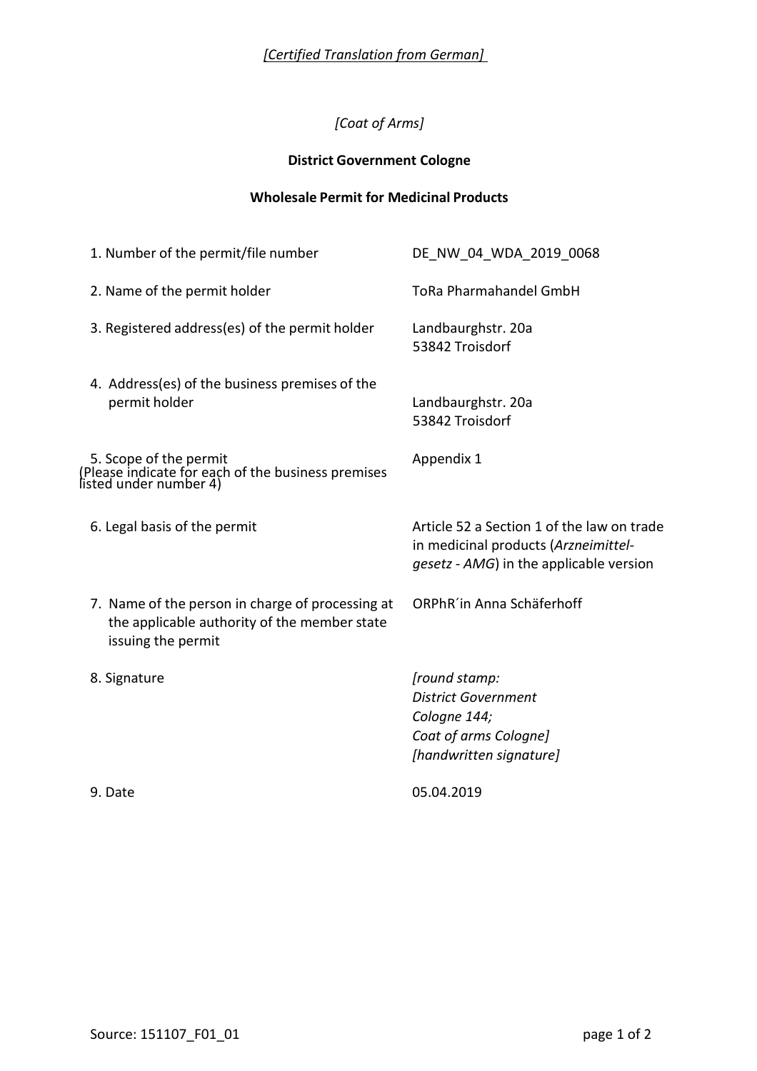*[Certified Translation from German]*

*[Coat of Arms]*

**District Government Cologne**

**Wholesale Permit for Medicinal Products**

| | |
|---|---|
| 1. Number of the permit/file number | DE_NW_04_WDA_2019_0068 |
| 2. Name of the permit holder | ToRa Pharmahandel GmbH |
| 3. Registered address(es) of the permit holder | Landbaurghstr. 20a<br>53842 Troisdorf |
| 4. Address(es) of the business premises of the permit holder | Landbaurghstr. 20a<br>53842 Troisdorf |
| 5. Scope of the permit<br>(Please indicate for each of the business premises listed under number 4) | Appendix 1 |
| 6. Legal basis of the permit | Article 52 a Section 1 of the law on trade in medicinal products (*Arzneimittelgesetz - AMG*) in the applicable version |
| 7. Name of the person in charge of processing at the applicable authority of the member state issuing the permit | ORPhR´in Anna Schäferhoff |
| 8. Signature | *[round stamp: District Government Cologne 144; Coat of arms Cologne]*<br>*[handwritten signature]* |
| 9. Date | 05.04.2019 |

Source: 151107_F01_01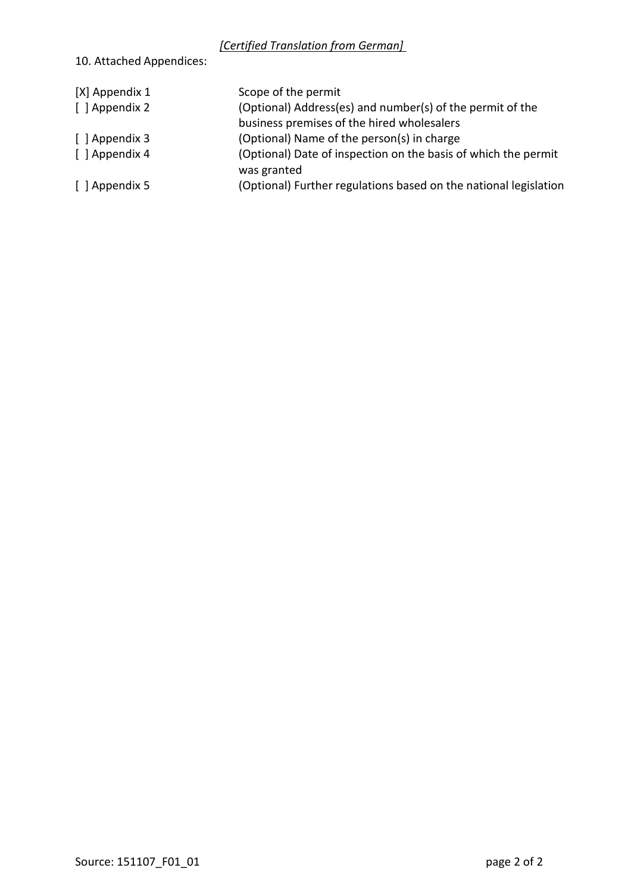*[Certified Translation from German]*

10. Attached Appendices:

| | |
|---|---|
| [X] Appendix 1 | Scope of the permit |
| [ ] Appendix 2 | (Optional) Address(es) and number(s) of the permit of the business premises of the hired wholesalers |
| [ ] Appendix 3 | (Optional) Name of the person(s) in charge |
| [ ] Appendix 4 | (Optional) Date of inspection on the basis of which the permit was granted |
| [ ] Appendix 5 | (Optional) Further regulations based on the national legislation |

Source: 151107_F01_01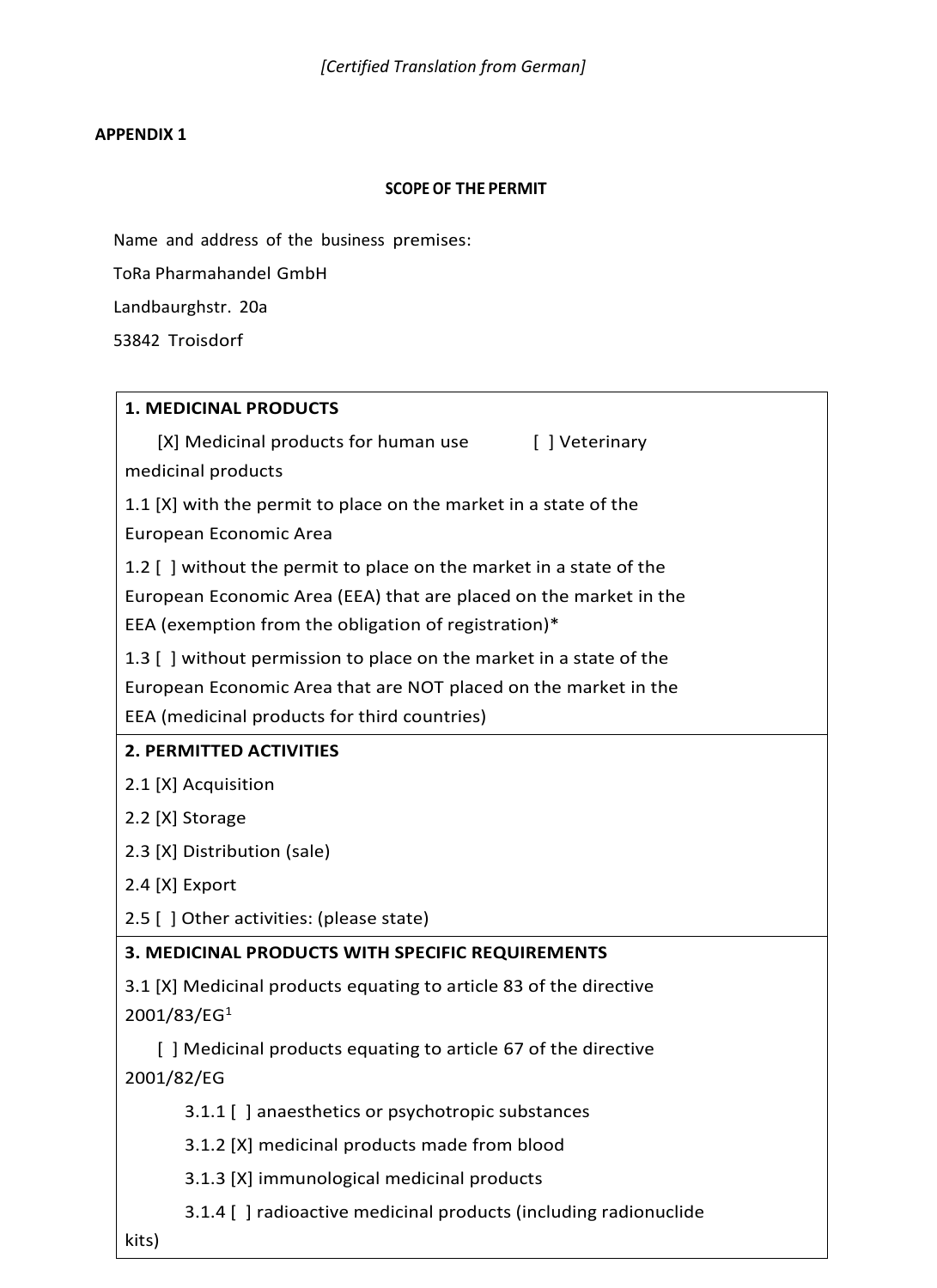*[Certified Translation from German]*

**APPENDIX 1**

**SCOPE OF THE PERMIT**

Name and address of the business premises:

ToRa Pharmahandel GmbH

Landbaurghstr. 20a

53842 Troisdorf

**1. MEDICINAL PRODUCTS**

[X] Medicinal products for human use [ ] Veterinary medicinal products

1.1 [X] with the permit to place on the market in a state of the European Economic Area

1.2 [ ] without the permit to place on the market in a state of the European Economic Area (EEA) that are placed on the market in the EEA (exemption from the obligation of registration)*

1.3 [ ] without permission to place on the market in a state of the European Economic Area that are NOT placed on the market in the EEA (medicinal products for third countries)

**2. PERMITTED ACTIVITIES**

2.1 [X] Acquisition

2.2 [X] Storage

2.3 [X] Distribution (sale)

2.4 [X] Export

2.5 [ ] Other activities: (please state)

**3. MEDICINAL PRODUCTS WITH SPECIFIC REQUIREMENTS**

3.1 [X] Medicinal products equating to article 83 of the directive 2001/83/EG[1]

[ ] Medicinal products equating to article 67 of the directive 2001/82/EG

3.1.1 [ ] anaesthetics or psychotropic substances

3.1.2 [X] medicinal products made from blood

3.1.3 [X] immunological medicinal products

3.1.4 [ ] radioactive medicinal products (including radionuclide kits)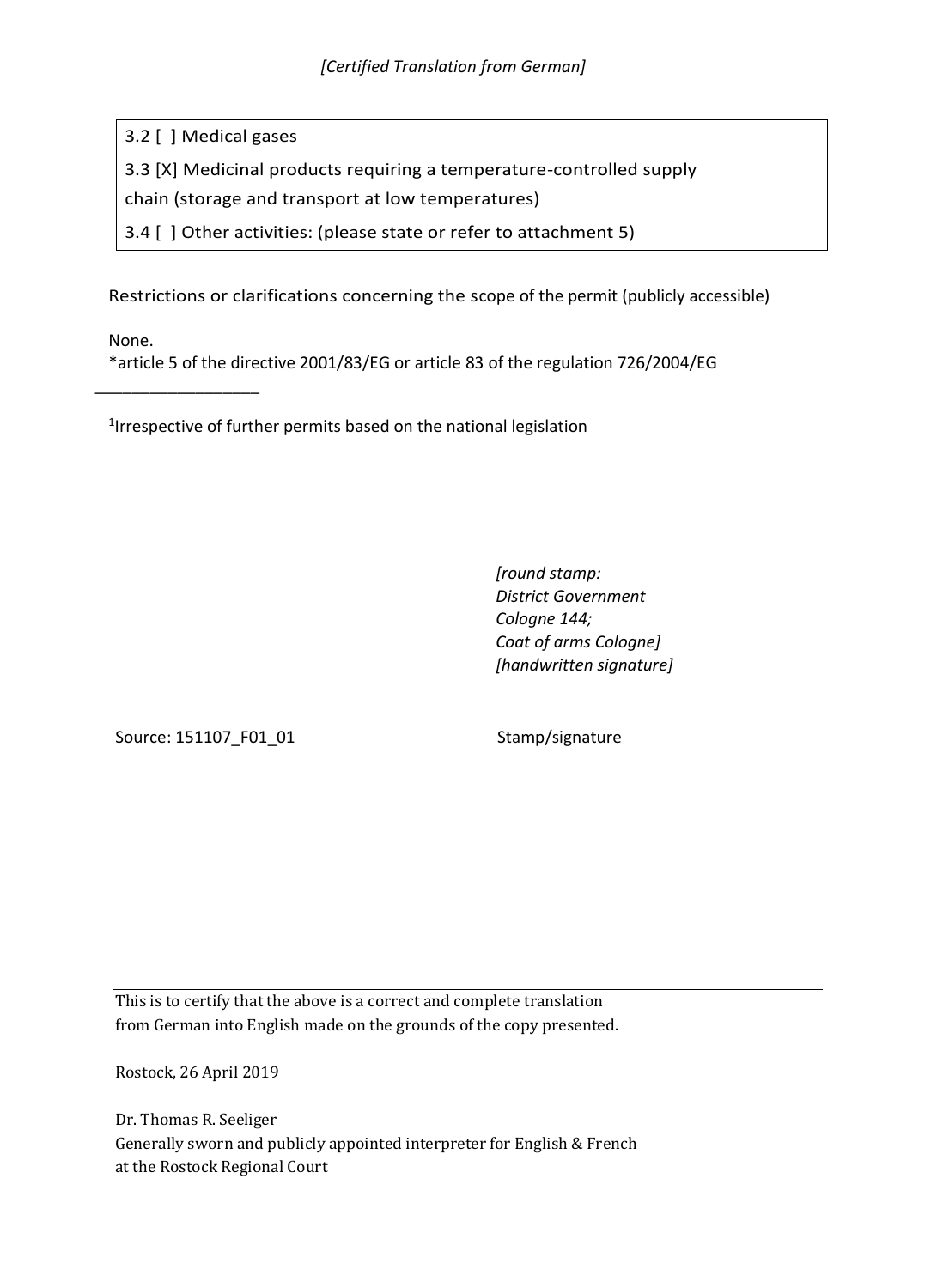*[Certified Translation from German]*

3.2 [ ] Medical gases

3.3 [X] Medicinal products requiring a temperature-controlled supply chain (storage and transport at low temperatures)

3.4 [ ] Other activities: (please state or refer to attachment 5)

Restrictions or clarifications concerning the scope of the permit (publicly accessible)

None.

*article 5 of the directive 2001/83/EG or article 83 of the regulation 726/2004/EG

___________________

[1]Irrespective of further permits based on the national legislation

*[round stamp:*
*District Government*
*Cologne 144;*
*Coat of arms Cologne]*
*[handwritten signature]*

Source: 151107_F01_01 Stamp/signature

---

This is to certify that the above is a correct and complete translation from German into English made on the grounds of the copy presented.

Rostock, 26 April 2019

Dr. Thomas R. Seeliger
Generally sworn and publicly appointed interpreter for English & French
at the Rostock Regional Court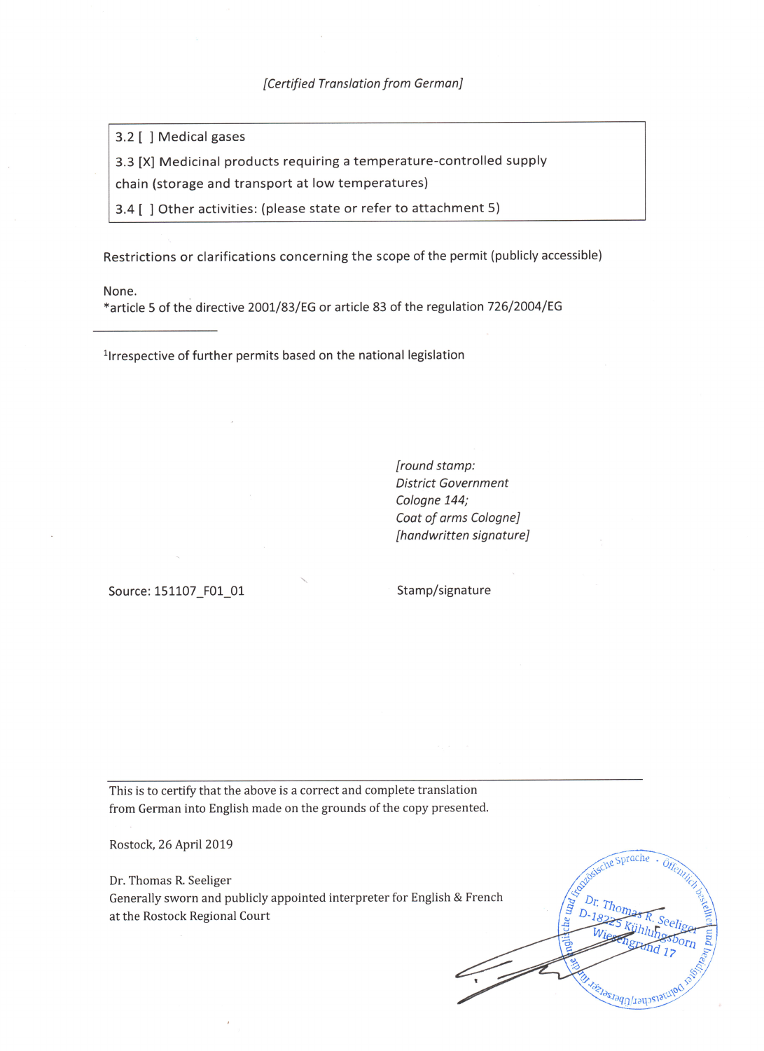*[Certified Translation from German]*

| |
|---|
| 3.2 [ ] Medical gases |
| 3.3 [X] Medicinal products requiring a temperature-controlled supply chain (storage and transport at low temperatures) |
| 3.4 [ ] Other activities: (please state or refer to attachment 5) |

Restrictions or clarifications concerning the scope of the permit (publicly accessible)

None.
*article 5 of the directive 2001/83/EG or article 83 of the regulation 726/2004/EG

---

[1]Irrespective of further permits based on the national legislation

*[round stamp:*
*District Government*
*Cologne 144;*
*Coat of arms Cologne]*
*[handwritten signature]*

Source: 151107_F01_01

Stamp/signature

---

This is to certify that the above is a correct and complete translation from German into English made on the grounds of the copy presented.

Rostock, 26 April 2019

Dr. Thomas R. Seeliger
Generally sworn and publicly appointed interpreter for English & French at the Rostock Regional Court

Englische und französische Sprache - Öffentlich bestellter und beeidigter Dolmetscher/Übersetzer
Dr. Thomas R. Seeliger
D-18225 Kühlungsborn
Wiesengrund 17